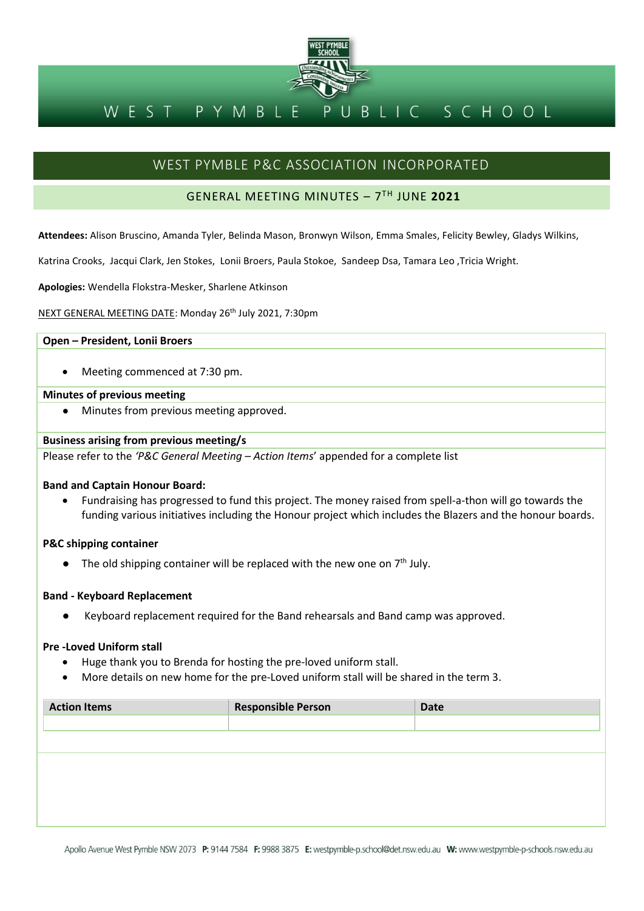# WEST PYMBLE PUBLIC SCHOOL

## WEST PYMBLE P&C ASSOCIATION INCORPORATED

### GENERAL MEETING MINUTES – 7TH JUNE **2021**

**Attendees:** Alison Bruscino, Amanda Tyler, Belinda Mason, Bronwyn Wilson, Emma Smales, Felicity Bewley, Gladys Wilkins, Katrina Crooks, Jacqui Clark, Jen Stokes, Lonii Broers, Paula Stokoe, Sandeep Dsa, Tamara Leo ,Tricia Wright.

**Apologies:** Wendella Flokstra-Mesker, Sharlene Atkinson

NEXT GENERAL MEETING DATE: Monday 26th July 2021, 7:30pm

**Open – President, Lonii Broers**

- Meeting commenced at 7:30 pm.

**Minutes of previous meeting**

- Minutes from previous meeting approved.

**Business arising from previous meeting/s**

Please refer to the *'P&C General Meeting – Action Items*' appended for a complete list

**Band and Captain Honour Board:**

- Fundraising has progressed to fund this project. The money raised from spell-a-thon will go towards the funding various initiatives including the Honour project which includes the Blazers and the honour boards.

**P&C shipping container**

- The old shipping container will be replaced with the new one on 7th July.

**Band - Keyboard Replacement**

- Keyboard replacement required for the Band rehearsals and Band camp was approved.

**Pre -Loved Uniform stall**

- Huge thank you to Brenda for hosting the pre-loved uniform stall.
- More details on new home for the pre-Loved uniform stall will be shared in the term 3.

| Action Items | Responsible Person | Date |
|---|---|---|
| | | |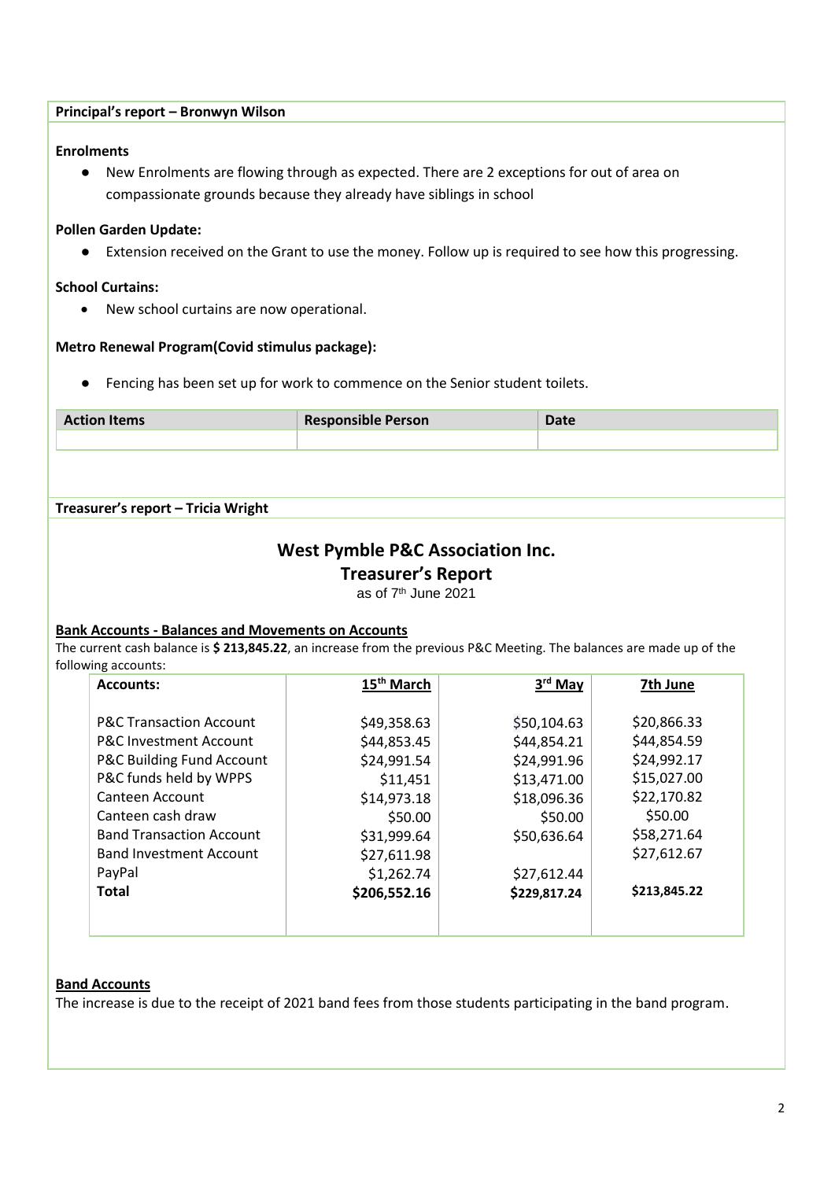**Principal's report – Bronwyn Wilson**

**Enrolments**

- New Enrolments are flowing through as expected. There are 2 exceptions for out of area on compassionate grounds because they already have siblings in school

**Pollen Garden Update:**

- Extension received on the Grant to use the money. Follow up is required to see how this progressing.

**School Curtains:**

- New school curtains are now operational.

**Metro Renewal Program(Covid stimulus package):**

- Fencing has been set up for work to commence on the Senior student toilets.

| Action Items | Responsible Person | Date |
|---|---|---|
| | | |

**Treasurer's report – Tricia Wright**

## West Pymble P&C Association Inc.
## Treasurer's Report

as of 7th June 2021

**Bank Accounts - Balances and Movements on Accounts**

The current cash balance is **$ 213,845.22**, an increase from the previous P&C Meeting. The balances are made up of the following accounts:

| Accounts: | 15th March | 3rd May | 7th June |
|---|---|---|---|
| P&C Transaction Account | $49,358.63 | $50,104.63 | $20,866.33 |
| P&C Investment Account | $44,853.45 | $44,854.21 | $44,854.59 |
| P&C Building Fund Account | $24,991.54 | $24,991.96 | $24,992.17 |
| P&C funds held by WPPS | $11,451 | $13,471.00 | $15,027.00 |
| Canteen Account | $14,973.18 | $18,096.36 | $22,170.82 |
| Canteen cash draw | $50.00 | $50.00 | $50.00 |
| Band Transaction Account | $31,999.64 | $50,636.64 | $58,271.64 |
| Band Investment Account | $27,611.98 | | $27,612.67 |
| PayPal | $1,262.74 | $27,612.44 | |
| **Total** | **$206,552.16** | **$229,817.24** | **$213,845.22** |

**Band Accounts**

The increase is due to the receipt of 2021 band fees from those students participating in the band program.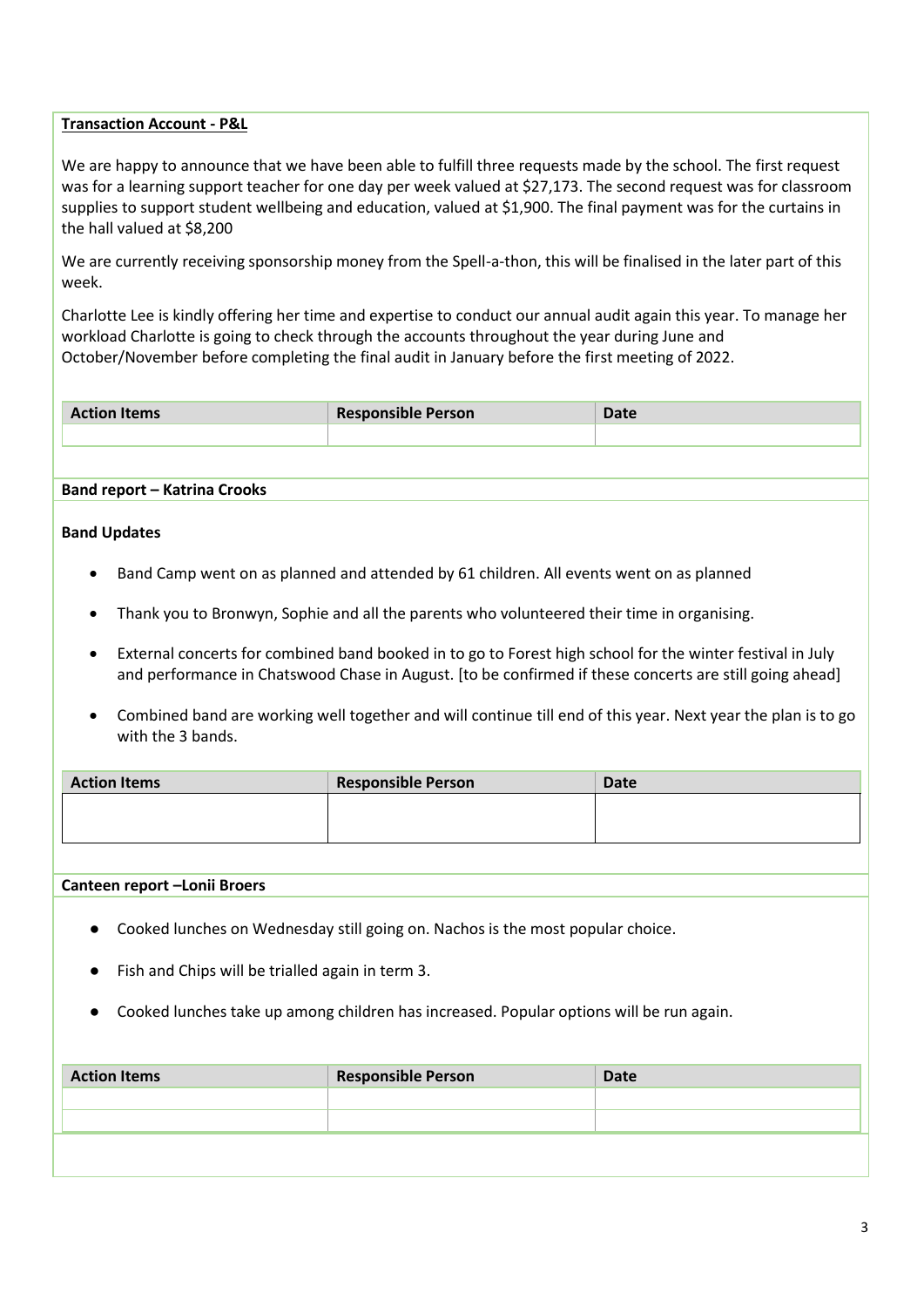**Transaction Account - P&L**

We are happy to announce that we have been able to fulfill three requests made by the school. The first request was for a learning support teacher for one day per week valued at $27,173. The second request was for classroom supplies to support student wellbeing and education, valued at $1,900. The final payment was for the curtains in the hall valued at $8,200

We are currently receiving sponsorship money from the Spell-a-thon, this will be finalised in the later part of this week.

Charlotte Lee is kindly offering her time and expertise to conduct our annual audit again this year. To manage her workload Charlotte is going to check through the accounts throughout the year during June and October/November before completing the final audit in January before the first meeting of 2022.

| Action Items | Responsible Person | Date |
|---|---|---|
| | | |

**Band report – Katrina Crooks**

**Band Updates**

- Band Camp went on as planned and attended by 61 children. All events went on as planned
- Thank you to Bronwyn, Sophie and all the parents who volunteered their time in organising.
- External concerts for combined band booked in to go to Forest high school for the winter festival in July and performance in Chatswood Chase in August. [to be confirmed if these concerts are still going ahead]
- Combined band are working well together and will continue till end of this year. Next year the plan is to go with the 3 bands.

| Action Items | Responsible Person | Date |
|---|---|---|
| | | |

**Canteen report –Lonii Broers**

- Cooked lunches on Wednesday still going on. Nachos is the most popular choice.
- Fish and Chips will be trialled again in term 3.
- Cooked lunches take up among children has increased. Popular options will be run again.

| Action Items | Responsible Person | Date |
|---|---|---|
| | | |
| | | |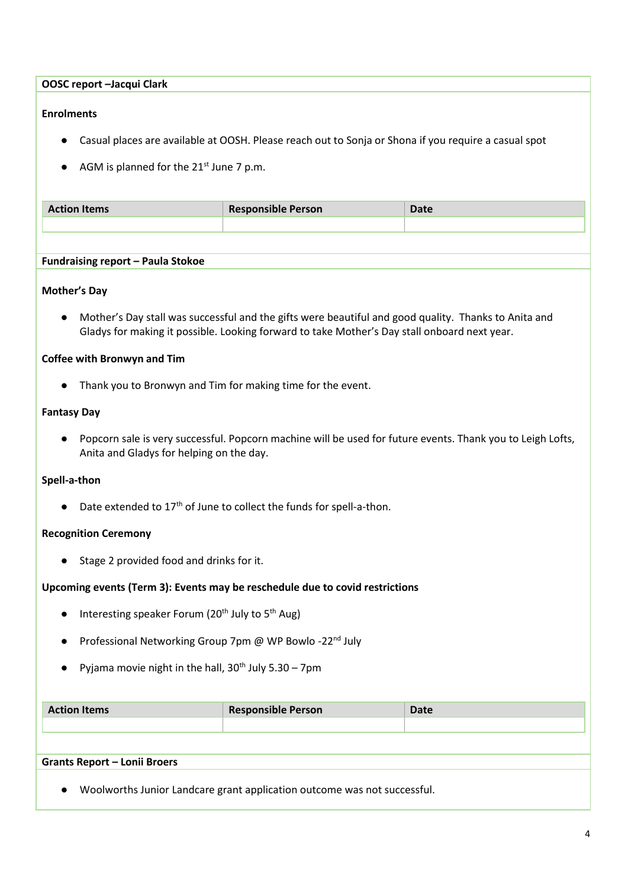## OOSC report –Jacqui Clark

**Enrolments**

- Casual places are available at OOSH. Please reach out to Sonja or Shona if you require a casual spot
- AGM is planned for the 21st June 7 p.m.

| Action Items | Responsible Person | Date |
|---|---|---|
| | | |

## Fundraising report – Paula Stokoe

**Mother's Day**

- Mother's Day stall was successful and the gifts were beautiful and good quality. Thanks to Anita and Gladys for making it possible. Looking forward to take Mother's Day stall onboard next year.

**Coffee with Bronwyn and Tim**

- Thank you to Bronwyn and Tim for making time for the event.

**Fantasy Day**

- Popcorn sale is very successful. Popcorn machine will be used for future events. Thank you to Leigh Lofts, Anita and Gladys for helping on the day.

**Spell-a-thon**

- Date extended to 17th of June to collect the funds for spell-a-thon.

**Recognition Ceremony**

- Stage 2 provided food and drinks for it.

**Upcoming events (Term 3): Events may be reschedule due to covid restrictions**

- Interesting speaker Forum (20th July to 5th Aug)
- Professional Networking Group 7pm @ WP Bowlo -22nd July
- Pyjama movie night in the hall, 30th July 5.30 – 7pm

| Action Items | Responsible Person | Date |
|---|---|---|
| | | |

## Grants Report – Lonii Broers

- Woolworths Junior Landcare grant application outcome was not successful.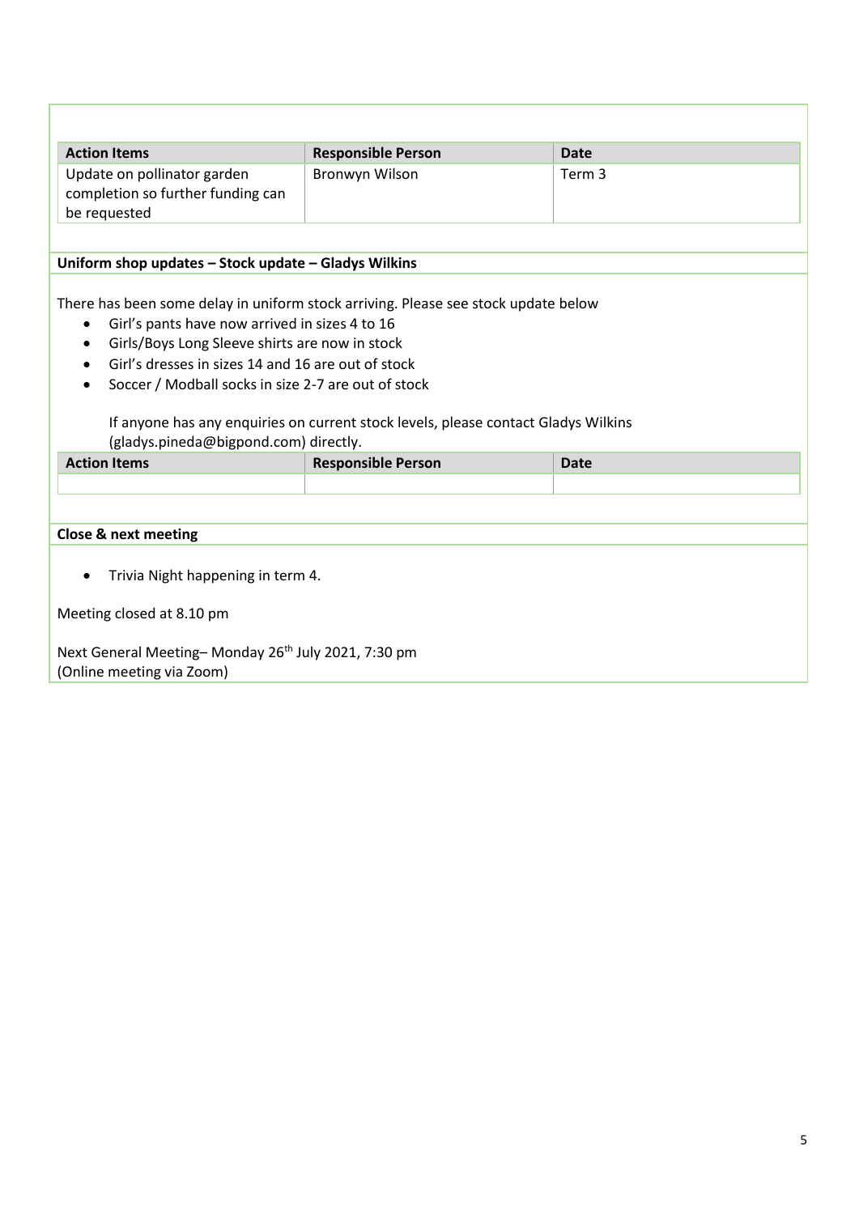| Action Items | Responsible Person | Date |
|---|---|---|
| Update on pollinator garden completion so further funding can be requested | Bronwyn Wilson | Term 3 |

**Uniform shop updates – Stock update – Gladys Wilkins**

There has been some delay in uniform stock arriving. Please see stock update below

- Girl's pants have now arrived in sizes 4 to 16
- Girls/Boys Long Sleeve shirts are now in stock
- Girl's dresses in sizes 14 and 16 are out of stock
- Soccer / Modball socks in size 2-7 are out of stock

If anyone has any enquiries on current stock levels, please contact Gladys Wilkins (gladys.pineda@bigpond.com) directly.

| Action Items | Responsible Person | Date |
|---|---|---|
| | | |

**Close & next meeting**

- Trivia Night happening in term 4.

Meeting closed at 8.10 pm

Next General Meeting– Monday 26th July 2021, 7:30 pm
(Online meeting via Zoom)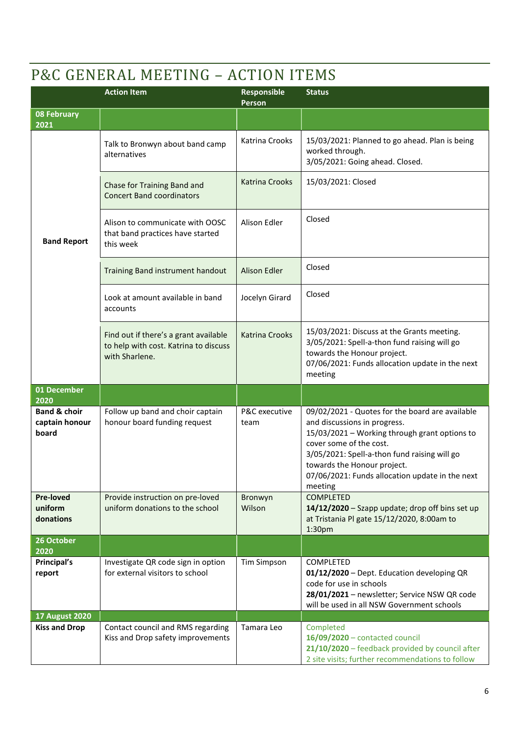# P&C GENERAL MEETING – ACTION ITEMS

| | Action Item | Responsible Person | Status |
|---|---|---|---|
| **08 February 2021** | | | |
| **Band Report** | Talk to Bronwyn about band camp alternatives | Katrina Crooks | 15/03/2021: Planned to go ahead. Plan is being worked through.<br>3/05/2021: Going ahead. Closed. |
| | Chase for Training Band and Concert Band coordinators | Katrina Crooks | 15/03/2021: Closed |
| | Alison to communicate with OOSC that band practices have started this week | Alison Edler | Closed |
| | Training Band instrument handout | Alison Edler | Closed |
| | Look at amount available in band accounts | Jocelyn Girard | Closed |
| | Find out if there's a grant available to help with cost. Katrina to discuss with Sharlene. | Katrina Crooks | 15/03/2021: Discuss at the Grants meeting.<br>3/05/2021: Spell-a-thon fund raising will go towards the Honour project.<br>07/06/2021: Funds allocation update in the next meeting |
| **01 December 2020** | | | |
| **Band & choir captain honour board** | Follow up band and choir captain honour board funding request | P&C executive team | 09/02/2021 - Quotes for the board are available and discussions in progress.<br>15/03/2021 – Working through grant options to cover some of the cost.<br>3/05/2021: Spell-a-thon fund raising will go towards the Honour project.<br>07/06/2021: Funds allocation update in the next meeting |
| **Pre-loved uniform donations** | Provide instruction on pre-loved uniform donations to the school | Bronwyn Wilson | COMPLETED<br>**14/12/2020** – Szapp update; drop off bins set up at Tristania Pl gate 15/12/2020, 8:00am to 1:30pm |
| **26 October 2020** | | | |
| **Principal's report** | Investigate QR code sign in option for external visitors to school | Tim Simpson | COMPLETED<br>**01/12/2020** – Dept. Education developing QR code for use in schools<br>**28/01/2021** – newsletter; Service NSW QR code will be used in all NSW Government schools |
| **17 August 2020** | | | |
| **Kiss and Drop** | Contact council and RMS regarding Kiss and Drop safety improvements | Tamara Leo | Completed<br>**16/09/2020** – contacted council<br>**21/10/2020** – feedback provided by council after 2 site visits; further recommendations to follow |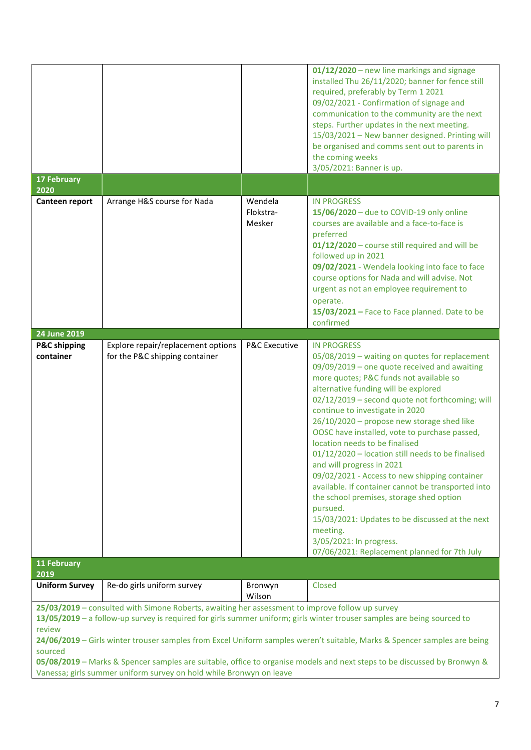| | | | |
|---|---|---|---|
| | | | **01/12/2020** – new line markings and signage installed Thu 26/11/2020; banner for fence still required, preferably by Term 1 2021<br>09/02/2021 - Confirmation of signage and communication to the community are the next steps. Further updates in the next meeting.<br>15/03/2021 – New banner designed. Printing will be organised and comms sent out to parents in the coming weeks<br>3/05/2021: Banner is up. |
| **17 February 2020** | | | |
| **Canteen report** | Arrange H&S course for Nada | Wendela Flokstra-Mesker | IN PROGRESS<br>**15/06/2020** – due to COVID-19 only online courses are available and a face-to-face is preferred<br>**01/12/2020** – course still required and will be followed up in 2021<br>**09/02/2021** - Wendela looking into face to face course options for Nada and will advise. Not urgent as not an employee requirement to operate.<br>**15/03/2021 –** Face to Face planned. Date to be confirmed |
| **24 June 2019** | | | |
| **P&C shipping container** | Explore repair/replacement options for the P&C shipping container | P&C Executive | IN PROGRESS<br>05/08/2019 – waiting on quotes for replacement<br>09/09/2019 – one quote received and awaiting more quotes; P&C funds not available so alternative funding will be explored<br>02/12/2019 – second quote not forthcoming; will continue to investigate in 2020<br>26/10/2020 – propose new storage shed like OOSC have installed, vote to purchase passed, location needs to be finalised<br>01/12/2020 – location still needs to be finalised and will progress in 2021<br>09/02/2021 - Access to new shipping container available. If container cannot be transported into the school premises, storage shed option pursued.<br>15/03/2021: Updates to be discussed at the next meeting.<br>3/05/2021: In progress.<br>07/06/2021: Replacement planned for 7th July |
| **11 February 2019** | | | |
| **Uniform Survey** | Re-do girls uniform survey | Bronwyn Wilson | Closed |
| **25/03/2019** – consulted with Simone Roberts, awaiting her assessment to improve follow up survey<br>**13/05/2019** – a follow-up survey is required for girls summer uniform; girls winter trouser samples are being sourced to review<br>**24/06/2019** – Girls winter trouser samples from Excel Uniform samples weren't suitable, Marks & Spencer samples are being sourced<br>**05/08/2019** – Marks & Spencer samples are suitable, office to organise models and next steps to be discussed by Bronwyn & Vanessa; girls summer uniform survey on hold while Bronwyn on leave | | | |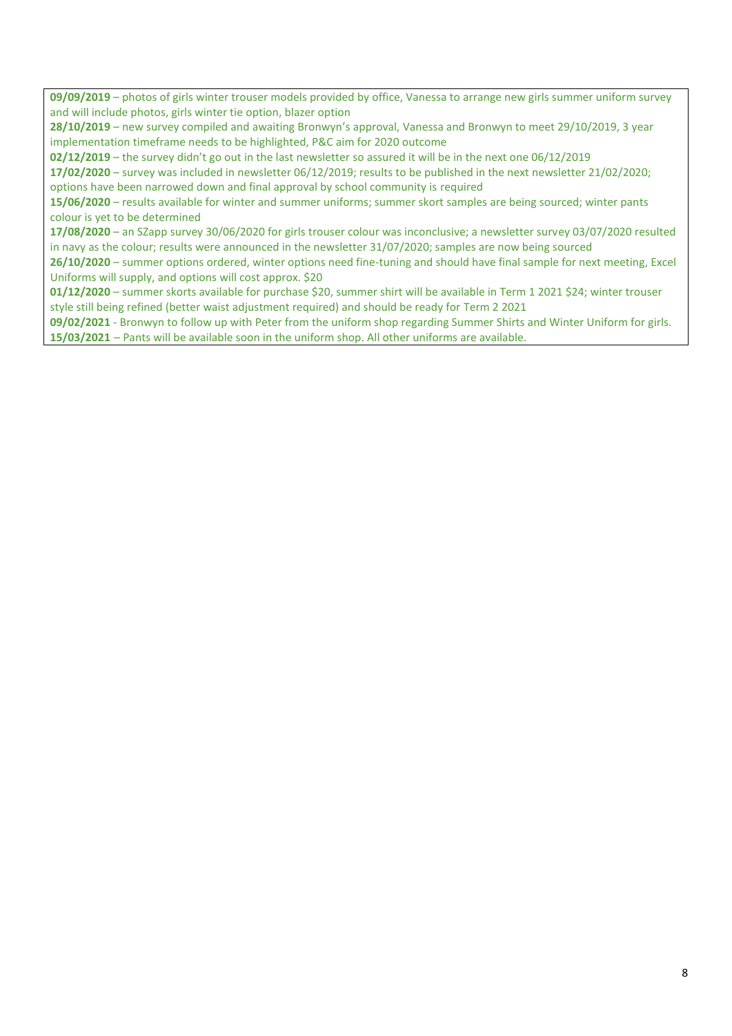**09/09/2019** – photos of girls winter trouser models provided by office, Vanessa to arrange new girls summer uniform survey and will include photos, girls winter tie option, blazer option

**28/10/2019** – new survey compiled and awaiting Bronwyn's approval, Vanessa and Bronwyn to meet 29/10/2019, 3 year implementation timeframe needs to be highlighted, P&C aim for 2020 outcome

**02/12/2019** – the survey didn't go out in the last newsletter so assured it will be in the next one 06/12/2019

**17/02/2020** – survey was included in newsletter 06/12/2019; results to be published in the next newsletter 21/02/2020; options have been narrowed down and final approval by school community is required

**15/06/2020** – results available for winter and summer uniforms; summer skort samples are being sourced; winter pants colour is yet to be determined

**17/08/2020** – an SZapp survey 30/06/2020 for girls trouser colour was inconclusive; a newsletter survey 03/07/2020 resulted in navy as the colour; results were announced in the newsletter 31/07/2020; samples are now being sourced

**26/10/2020** – summer options ordered, winter options need fine-tuning and should have final sample for next meeting, Excel Uniforms will supply, and options will cost approx. $20

**01/12/2020** – summer skorts available for purchase $20, summer shirt will be available in Term 1 2021 $24; winter trouser style still being refined (better waist adjustment required) and should be ready for Term 2 2021

**09/02/2021** - Bronwyn to follow up with Peter from the uniform shop regarding Summer Shirts and Winter Uniform for girls.

**15/03/2021** – Pants will be available soon in the uniform shop. All other uniforms are available.